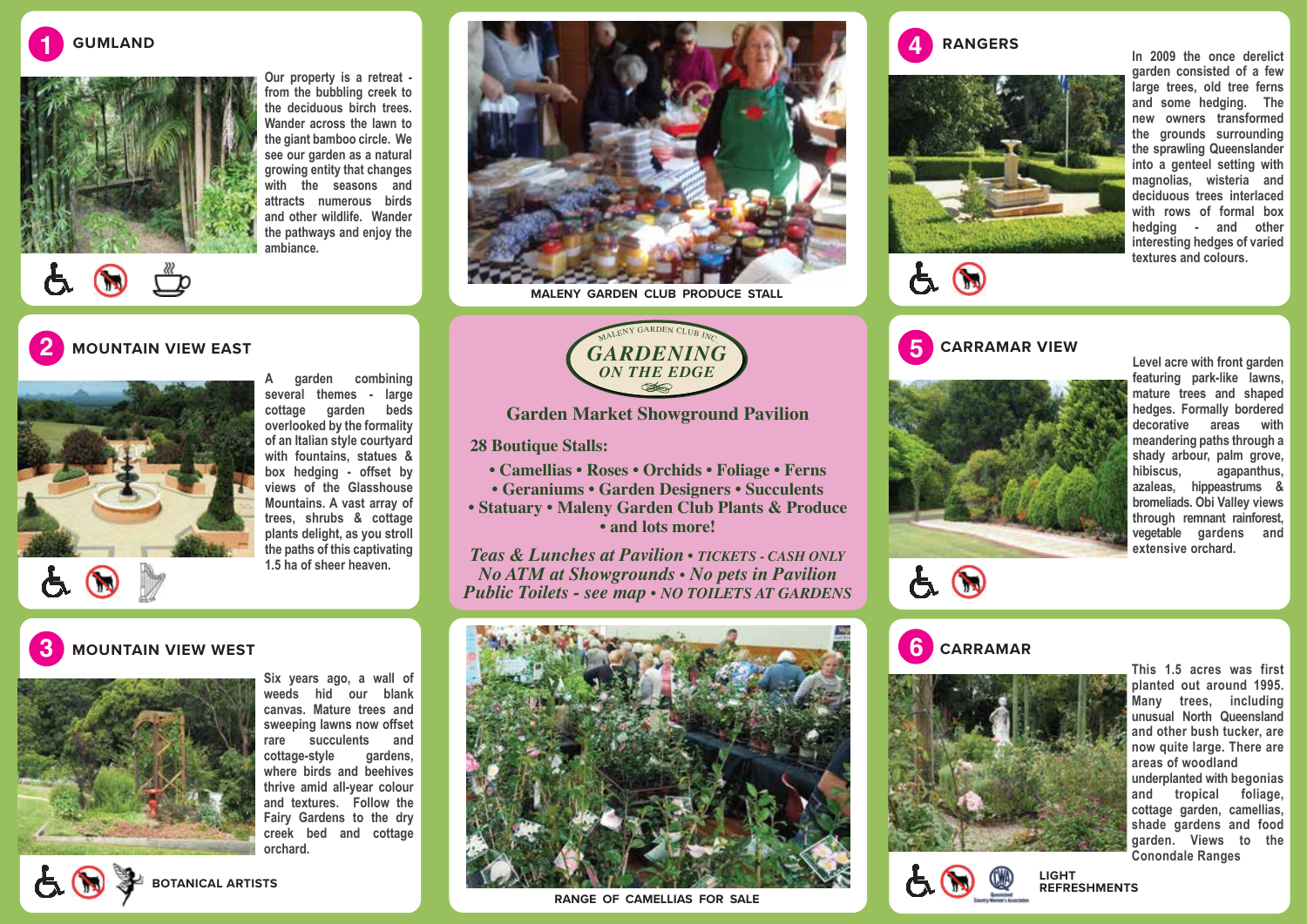## 1 GUMLAND

Our property is a retreat - from the bubbling creek to the deciduous birch trees. Wander across the lawn to the giant bamboo circle. We see our garden as a natural growing entity that changes with the seasons and attracts numerous birds and other wildlife. Wander the pathways and enjoy the ambiance.

MALENY GARDEN CLUB PRODUCE STALL

## 4 RANGERS

In 2009 the once derelict garden consisted of a few large trees, old tree ferns and some hedging. The new owners transformed the grounds surrounding the sprawling Queenslander into a genteel setting with magnolias, wisteria and deciduous trees interlaced with rows of formal box hedging - and other interesting hedges of varied textures and colours.

## 2 MOUNTAIN VIEW EAST

A garden combining several themes - large cottage garden beds overlooked by the formality of an Italian style courtyard with fountains, statues & box hedging - offset by views of the Glasshouse Mountains. A vast array of trees, shrubs & cottage plants delight, as you stroll the paths of this captivating 1.5 ha of sheer heaven.

MALENY GARDEN CLUB INC.

# GARDENING ON THE EDGE

### Garden Market Showground Pavilion

**28 Boutique Stalls:**

**• Camellias • Roses • Orchids • Foliage • Ferns • Geraniums • Garden Designers • Succulents • Statuary • Maleny Garden Club Plants & Produce • and lots more!**

*Teas & Lunches at Pavilion • TICKETS - CASH ONLY*
*No ATM at Showgrounds • No pets in Pavilion*
*Public Toilets - see map • NO TOILETS AT GARDENS*

## 5 CARRAMAR VIEW

Level acre with front garden featuring park-like lawns, mature trees and shaped hedges. Formally bordered decorative areas with meandering paths through a shady arbour, palm grove, hibiscus, agapanthus, azaleas, hippeastrums & bromeliads. Obi Valley views through remnant rainforest, vegetable gardens and extensive orchard.

## 3 MOUNTAIN VIEW WEST

Six years ago, a wall of weeds hid our blank canvas. Mature trees and sweeping lawns now offset rare succulents and cottage-style gardens, where birds and beehives thrive amid all-year colour and textures. Follow the Fairy Gardens to the dry creek bed and cottage orchard.

BOTANICAL ARTISTS

RANGE OF CAMELLIAS FOR SALE

## 6 CARRAMAR

This 1.5 acres was first planted out around 1995. Many trees, including unusual North Queensland and other bush tucker, are now quite large. There are areas of woodland underplanted with begonias and tropical foliage, cottage garden, camellias, shade gardens and food garden. Views to the Conondale Ranges

Queensland Country Women's Association

LIGHT REFRESHMENTS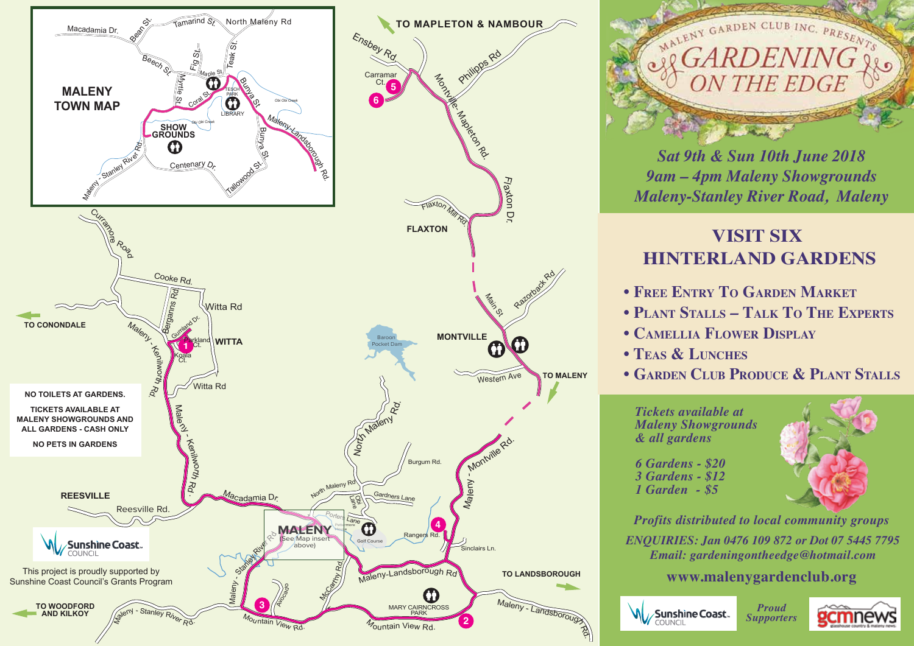MALENY GARDEN CLUB INC. PRESENTS

# GARDENING ON THE EDGE

*Sat 9th & Sun 10th June 2018*
*9am – 4pm Maleny Showgrounds*
*Maleny-Stanley River Road, Maleny*

## VISIT SIX HINTERLAND GARDENS

- Free Entry To Garden Market
- Plant Stalls – Talk To The Experts
- Camellia Flower Display
- Teas & Lunches
- Garden Club Produce & Plant Stalls

*Tickets available at Maleny Showgrounds & all gardens*

*6 Gardens - $20*
*3 Gardens - $12*
*1 Garden - $5*

*Profits distributed to local community groups*

*ENQUIRIES: Jan 0476 109 872 or Dot 07 5445 7795*
*Email: gardeningontheedge@hotmail.com*

**www.malenygardenclub.org**

Sunshine Coast Council | *Proud Supporters* | gcmnews

**NO TOILETS AT GARDENS.**

**TICKETS AVAILABLE AT MALENY SHOWGROUNDS AND ALL GARDENS - CASH ONLY**

**NO PETS IN GARDENS**

Sunshine Coast Council

This project is proudly supported by Sunshine Coast Council's Grants Program

MALENY TOWN MAP

Macadamia Dr. | Bean St. | Tamarind St. | North Maleny Rd | Beech St. | Fig St. | Teak St. | Maple St. | Myrtle St. | Coral St. | TESCH PARK | LIBRARY | Bunya St. | Obi Obi Creek | Maleny-Landsborough Rd. | SHOW GROUNDS | Maleny-Stanley River Rd. | Centenary Dr. | Tallowood St.

TO MAPLETON & NAMBOUR | Ensbey Rd. | Carramar Ct. | 5 | 6 | Montville-Mapleton Rd. | Philipps Rd | Flaxton Mill Rd | Flaxton Dr. | FLAXTON | Main St | Razorback Rd | Baroon Pocket Dam | MONTVILLE | Western Ave | TO MALENY | Curramore Road | Cooke Rd. | Berganns Rd | Witta Rd | TO CONONDALE | Maleny - Kenilworth Rd. | Gumland Dr. | Parkland Ct. | Koala Ct. | 1 | WITTA | Witta Rd | North Maleny Rd. | Burgum Rd. | Maleny - Montville Rd. | REESVILLE | Reesville Rd. | Macadamia Dr. | North Maleny Rd | Gardners Lane | Obi Lane | Porters Lane | Pattemore House | MALENY (See Map insert above) | Golf Course | Rangers Rd. | 4 | Sinclairs Ln. | Maleny - Stanley River Rd | McCarthy Rd | Maleny-Landsborough Rd | TO LANDSBOROUGH | Avocado | 3 | MARY CAIRNCROSS PARK | 2 | TO WOODFORD AND KILKOY | Maleny - Stanley River Rd. | Mountain View Rd. | Mountain View Rd. | Maleny - Landsborough Rd.